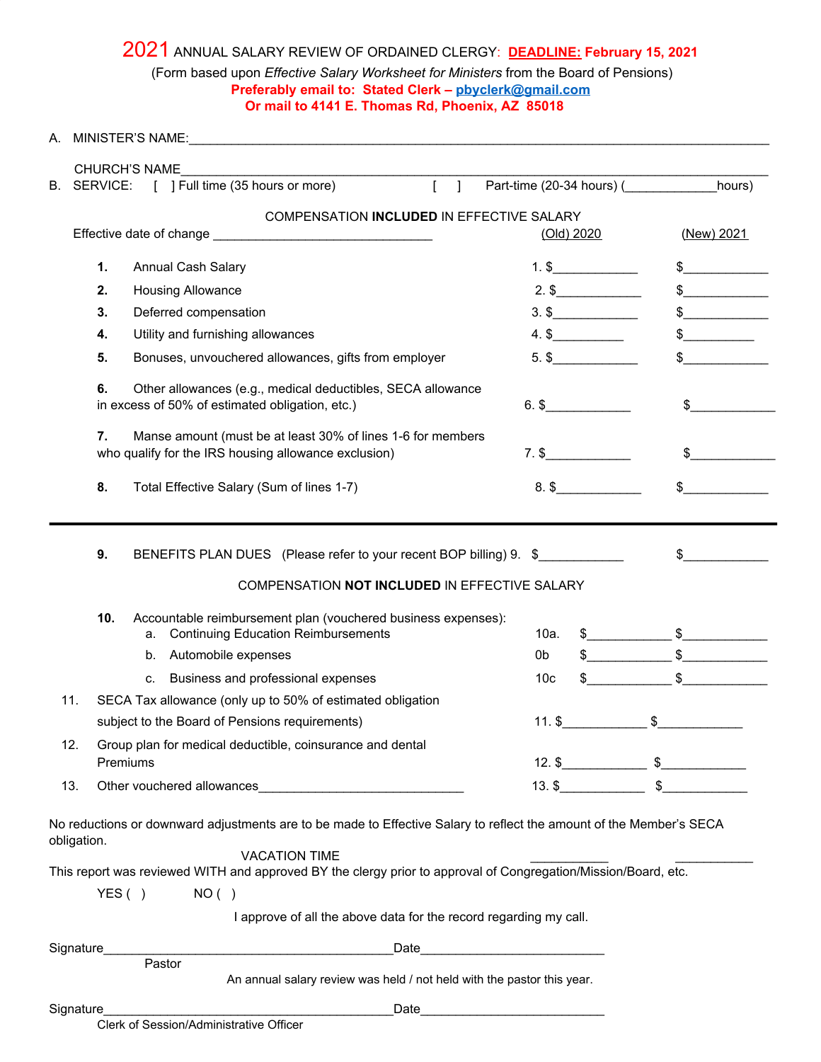# 2021 ANNUAL SALARY REVIEW OF ORDAINED CLERGY: DEADLINE: February 15, 2021

(Form based upon *Effective Salary Worksheet for Ministers* from the Board of Pensions)

**Preferably email to: Stated Clerk – pbyclerk@gmail.com**
**Or mail to 4141 E. Thomas Rd, Phoenix, AZ 85018**

A. MINISTER'S NAME:_______________________________________________

CHURCH'S NAME_______________________________________________

B. SERVICE: [ ] Full time (35 hours or more) [ ] Part-time (20-34 hours) (_____________hours)

## COMPENSATION **INCLUDED** IN EFFECTIVE SALARY

Effective date of change _______________________________

| | | (Old) 2020 | (New) 2021 |
|---|---|---|---|
| **1.** | Annual Cash Salary | 1. $____________ | $____________ |
| **2.** | Housing Allowance | 2. $____________ | $____________ |
| **3.** | Deferred compensation | 3. $____________ | $____________ |
| **4.** | Utility and furnishing allowances | 4. $__________ | $__________ |
| **5.** | Bonuses, unvouchered allowances, gifts from employer | 5. $____________ | $____________ |
| **6.** | Other allowances (e.g., medical deductibles, SECA allowance in excess of 50% of estimated obligation, etc.) | 6. $____________ | $____________ |
| **7.** | Manse amount (must be at least 30% of lines 1-6 for members who qualify for the IRS housing allowance exclusion) | 7. $____________ | $____________ |
| **8.** | Total Effective Salary (Sum of lines 1-7) | 8. $____________ | $____________ |

---

| | | | |
|---|---|---|---|
| **9.** | BENEFITS PLAN DUES (Please refer to your recent BOP billing) | 9. $____________ | $____________ |

## COMPENSATION **NOT INCLUDED** IN EFFECTIVE SALARY

**10.** Accountable reimbursement plan (vouchered business expenses):

| | | | |
|---|---|---|---|
| a. Continuing Education Reimbursements | 10a. | $____________ | $____________ |
| b. Automobile expenses | 0b | $____________ | $____________ |
| c. Business and professional expenses | 10c | $____________ | $____________ |
| 11. SECA Tax allowance (only up to 50% of estimated obligation subject to the Board of Pensions requirements) | 11. | $____________ | $____________ |
| 12. Group plan for medical deductible, coinsurance and dental Premiums | 12. | $____________ | $____________ |
| 13. Other vouchered allowances______________________________ | 13. | $____________ | $____________ |

No reductions or downward adjustments are to be made to Effective Salary to reflect the amount of the Member's SECA obligation.

VACATION TIME ___________ ___________

This report was reviewed WITH and approved BY the clergy prior to approval of Congregation/Mission/Board, etc.

YES ( ) NO ( )

I approve of all the above data for the record regarding my call.

Signature__________________________________________Date__________________________
Pastor

An annual salary review was held / not held with the pastor this year.

Signature__________________________________________Date__________________________
Clerk of Session/Administrative Officer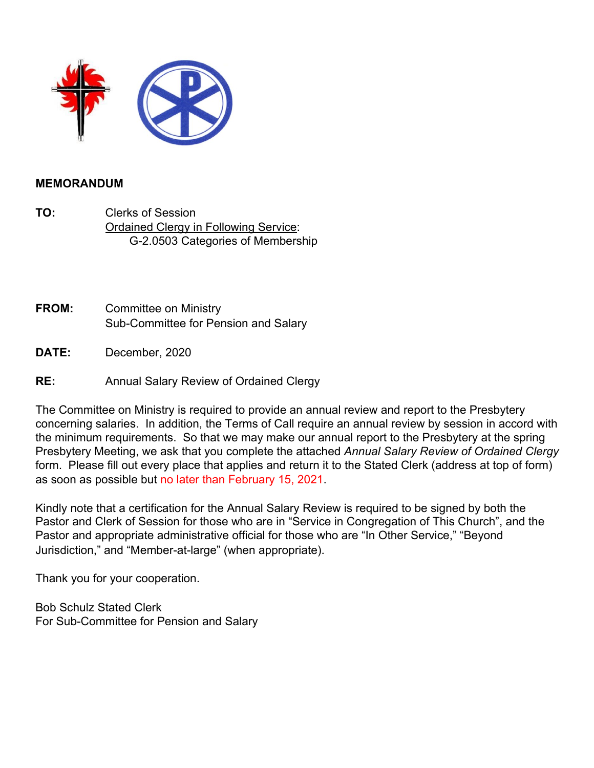**MEMORANDUM**

**TO:** Clerks of Session
Ordained Clergy in Following Service:
G-2.0503 Categories of Membership

**FROM:** Committee on Ministry
Sub-Committee for Pension and Salary

**DATE:** December, 2020

**RE:** Annual Salary Review of Ordained Clergy

The Committee on Ministry is required to provide an annual review and report to the Presbytery concerning salaries. In addition, the Terms of Call require an annual review by session in accord with the minimum requirements. So that we may make our annual report to the Presbytery at the spring Presbytery Meeting, we ask that you complete the attached *Annual Salary Review of Ordained Clergy* form. Please fill out every place that applies and return it to the Stated Clerk (address at top of form) as soon as possible but no later than February 15, 2021.

Kindly note that a certification for the Annual Salary Review is required to be signed by both the Pastor and Clerk of Session for those who are in “Service in Congregation of This Church”, and the Pastor and appropriate administrative official for those who are “In Other Service,” “Beyond Jurisdiction,” and “Member-at-large” (when appropriate).

Thank you for your cooperation.

Bob Schulz Stated Clerk
For Sub-Committee for Pension and Salary